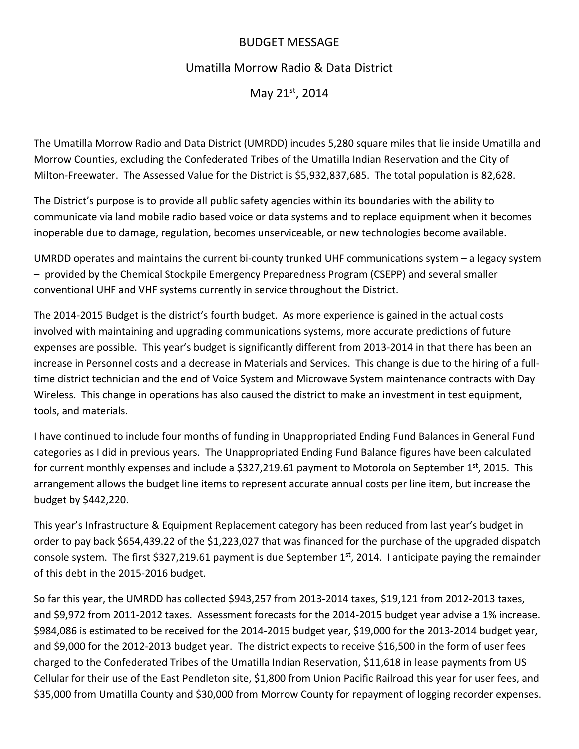# BUDGET MESSAGE

## Umatilla Morrow Radio & Data District

## May 21st, 2014

The Umatilla Morrow Radio and Data District (UMRDD) incudes 5,280 square miles that lie inside Umatilla and Morrow Counties, excluding the Confederated Tribes of the Umatilla Indian Reservation and the City of Milton-Freewater. The Assessed Value for the District is $5,932,837,685. The total population is 82,628.

The District's purpose is to provide all public safety agencies within its boundaries with the ability to communicate via land mobile radio based voice or data systems and to replace equipment when it becomes inoperable due to damage, regulation, becomes unserviceable, or new technologies become available.

UMRDD operates and maintains the current bi-county trunked UHF communications system – a legacy system – provided by the Chemical Stockpile Emergency Preparedness Program (CSEPP) and several smaller conventional UHF and VHF systems currently in service throughout the District.

The 2014-2015 Budget is the district's fourth budget. As more experience is gained in the actual costs involved with maintaining and upgrading communications systems, more accurate predictions of future expenses are possible. This year's budget is significantly different from 2013-2014 in that there has been an increase in Personnel costs and a decrease in Materials and Services. This change is due to the hiring of a full-time district technician and the end of Voice System and Microwave System maintenance contracts with Day Wireless. This change in operations has also caused the district to make an investment in test equipment, tools, and materials.

I have continued to include four months of funding in Unappropriated Ending Fund Balances in General Fund categories as I did in previous years. The Unappropriated Ending Fund Balance figures have been calculated for current monthly expenses and include a $327,219.61 payment to Motorola on September 1st, 2015. This arrangement allows the budget line items to represent accurate annual costs per line item, but increase the budget by $442,220.

This year's Infrastructure & Equipment Replacement category has been reduced from last year's budget in order to pay back $654,439.22 of the $1,223,027 that was financed for the purchase of the upgraded dispatch console system. The first $327,219.61 payment is due September 1st, 2014. I anticipate paying the remainder of this debt in the 2015-2016 budget.

So far this year, the UMRDD has collected $943,257 from 2013-2014 taxes, $19,121 from 2012-2013 taxes, and $9,972 from 2011-2012 taxes. Assessment forecasts for the 2014-2015 budget year advise a 1% increase. $984,086 is estimated to be received for the 2014-2015 budget year, $19,000 for the 2013-2014 budget year, and $9,000 for the 2012-2013 budget year. The district expects to receive $16,500 in the form of user fees charged to the Confederated Tribes of the Umatilla Indian Reservation, $11,618 in lease payments from US Cellular for their use of the East Pendleton site, $1,800 from Union Pacific Railroad this year for user fees, and $35,000 from Umatilla County and $30,000 from Morrow County for repayment of logging recorder expenses.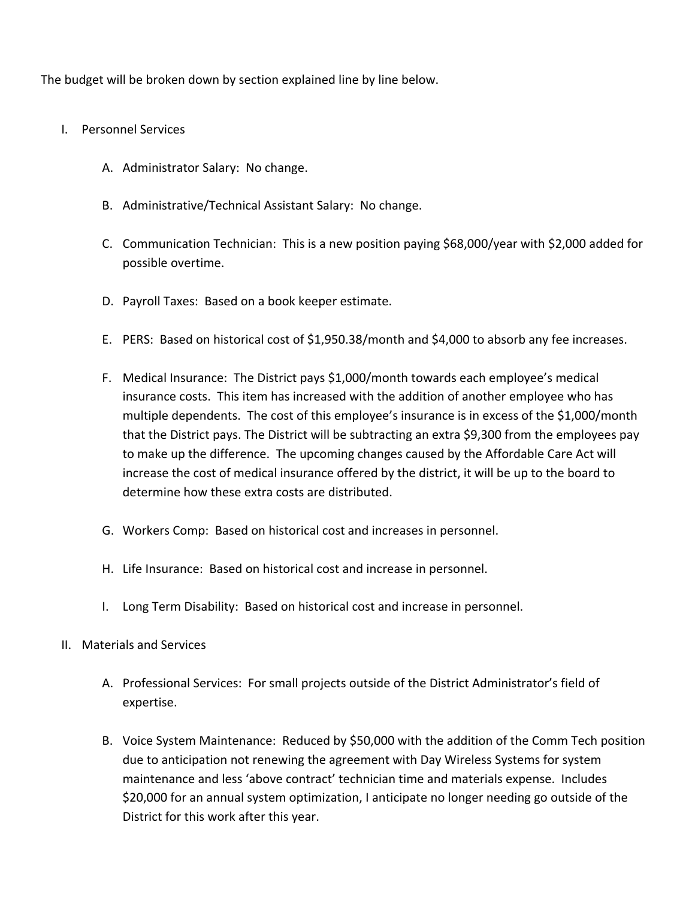The budget will be broken down by section explained line by line below.

I. Personnel Services

   A. Administrator Salary: No change.

   B. Administrative/Technical Assistant Salary: No change.

   C. Communication Technician: This is a new position paying $68,000/year with $2,000 added for possible overtime.

   D. Payroll Taxes: Based on a book keeper estimate.

   E. PERS: Based on historical cost of $1,950.38/month and $4,000 to absorb any fee increases.

   F. Medical Insurance: The District pays $1,000/month towards each employee's medical insurance costs. This item has increased with the addition of another employee who has multiple dependents. The cost of this employee's insurance is in excess of the $1,000/month that the District pays. The District will be subtracting an extra $9,300 from the employees pay to make up the difference. The upcoming changes caused by the Affordable Care Act will increase the cost of medical insurance offered by the district, it will be up to the board to determine how these extra costs are distributed.

   G. Workers Comp: Based on historical cost and increases in personnel.

   H. Life Insurance: Based on historical cost and increase in personnel.

   I. Long Term Disability: Based on historical cost and increase in personnel.

II. Materials and Services

   A. Professional Services: For small projects outside of the District Administrator's field of expertise.

   B. Voice System Maintenance: Reduced by $50,000 with the addition of the Comm Tech position due to anticipation not renewing the agreement with Day Wireless Systems for system maintenance and less 'above contract' technician time and materials expense. Includes $20,000 for an annual system optimization, I anticipate no longer needing go outside of the District for this work after this year.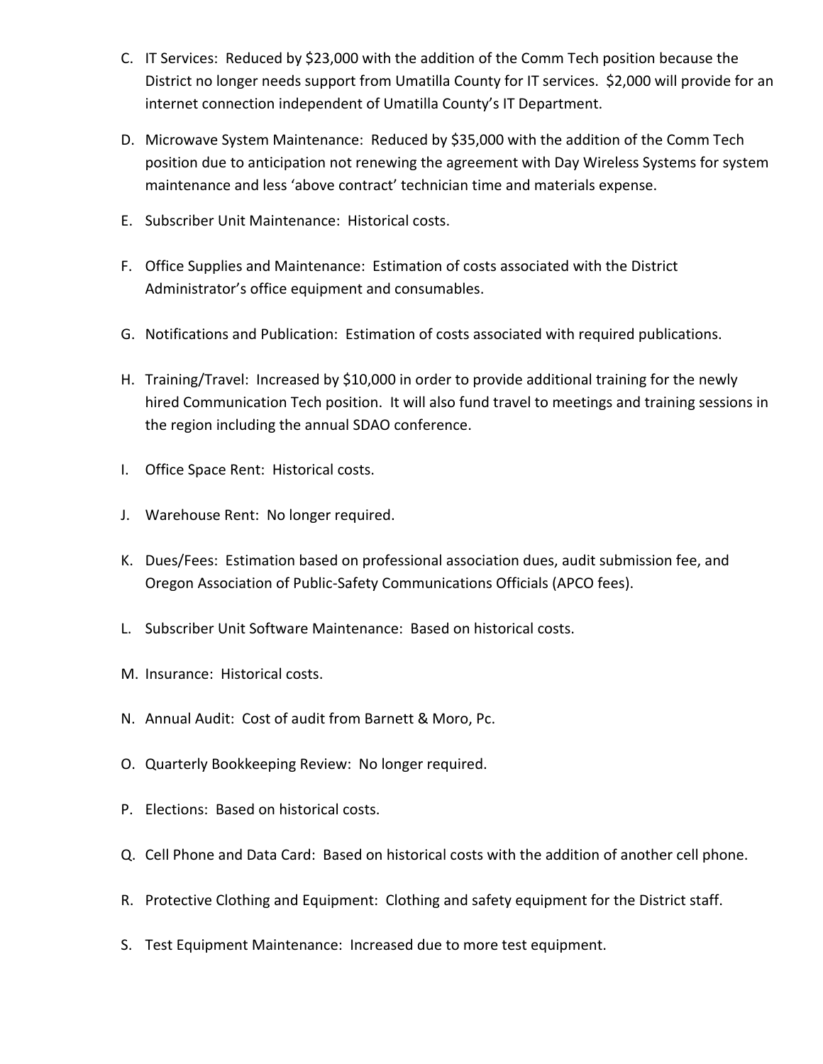C. IT Services: Reduced by $23,000 with the addition of the Comm Tech position because the District no longer needs support from Umatilla County for IT services. $2,000 will provide for an internet connection independent of Umatilla County's IT Department.

D. Microwave System Maintenance: Reduced by $35,000 with the addition of the Comm Tech position due to anticipation not renewing the agreement with Day Wireless Systems for system maintenance and less 'above contract' technician time and materials expense.

E. Subscriber Unit Maintenance: Historical costs.

F. Office Supplies and Maintenance: Estimation of costs associated with the District Administrator's office equipment and consumables.

G. Notifications and Publication: Estimation of costs associated with required publications.

H. Training/Travel: Increased by $10,000 in order to provide additional training for the newly hired Communication Tech position. It will also fund travel to meetings and training sessions in the region including the annual SDAO conference.

I. Office Space Rent: Historical costs.

J. Warehouse Rent: No longer required.

K. Dues/Fees: Estimation based on professional association dues, audit submission fee, and Oregon Association of Public-Safety Communications Officials (APCO fees).

L. Subscriber Unit Software Maintenance: Based on historical costs.

M. Insurance: Historical costs.

N. Annual Audit: Cost of audit from Barnett & Moro, Pc.

O. Quarterly Bookkeeping Review: No longer required.

P. Elections: Based on historical costs.

Q. Cell Phone and Data Card: Based on historical costs with the addition of another cell phone.

R. Protective Clothing and Equipment: Clothing and safety equipment for the District staff.

S. Test Equipment Maintenance: Increased due to more test equipment.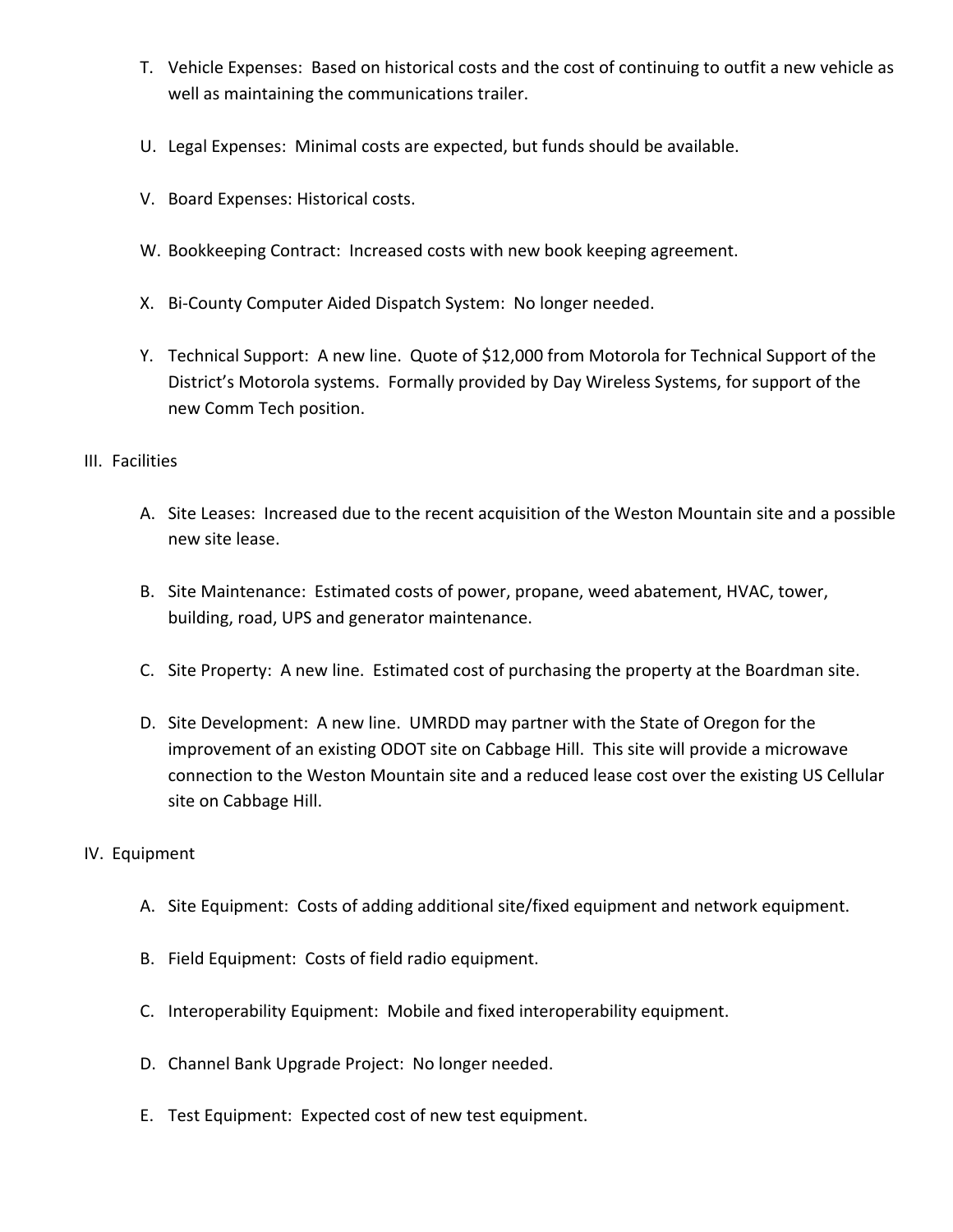T. Vehicle Expenses: Based on historical costs and the cost of continuing to outfit a new vehicle as well as maintaining the communications trailer.

U. Legal Expenses: Minimal costs are expected, but funds should be available.

V. Board Expenses: Historical costs.

W. Bookkeeping Contract: Increased costs with new book keeping agreement.

X. Bi-County Computer Aided Dispatch System: No longer needed.

Y. Technical Support: A new line. Quote of $12,000 from Motorola for Technical Support of the District's Motorola systems. Formally provided by Day Wireless Systems, for support of the new Comm Tech position.

III. Facilities

A. Site Leases: Increased due to the recent acquisition of the Weston Mountain site and a possible new site lease.

B. Site Maintenance: Estimated costs of power, propane, weed abatement, HVAC, tower, building, road, UPS and generator maintenance.

C. Site Property: A new line. Estimated cost of purchasing the property at the Boardman site.

D. Site Development: A new line. UMRDD may partner with the State of Oregon for the improvement of an existing ODOT site on Cabbage Hill. This site will provide a microwave connection to the Weston Mountain site and a reduced lease cost over the existing US Cellular site on Cabbage Hill.

IV. Equipment

A. Site Equipment: Costs of adding additional site/fixed equipment and network equipment.

B. Field Equipment: Costs of field radio equipment.

C. Interoperability Equipment: Mobile and fixed interoperability equipment.

D. Channel Bank Upgrade Project: No longer needed.

E. Test Equipment: Expected cost of new test equipment.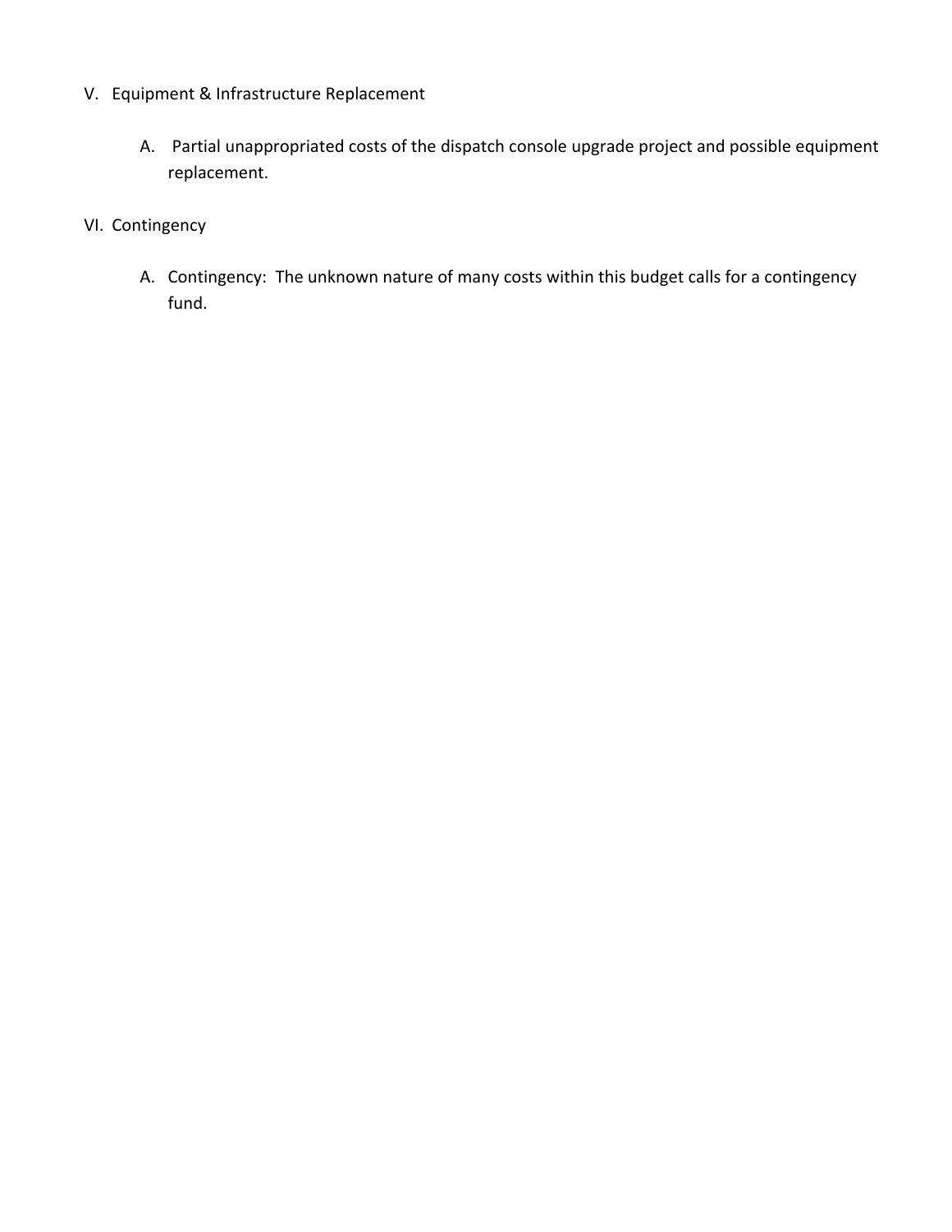V. Equipment & Infrastructure Replacement

   A. Partial unappropriated costs of the dispatch console upgrade project and possible equipment replacement.

VI. Contingency

   A. Contingency: The unknown nature of many costs within this budget calls for a contingency fund.